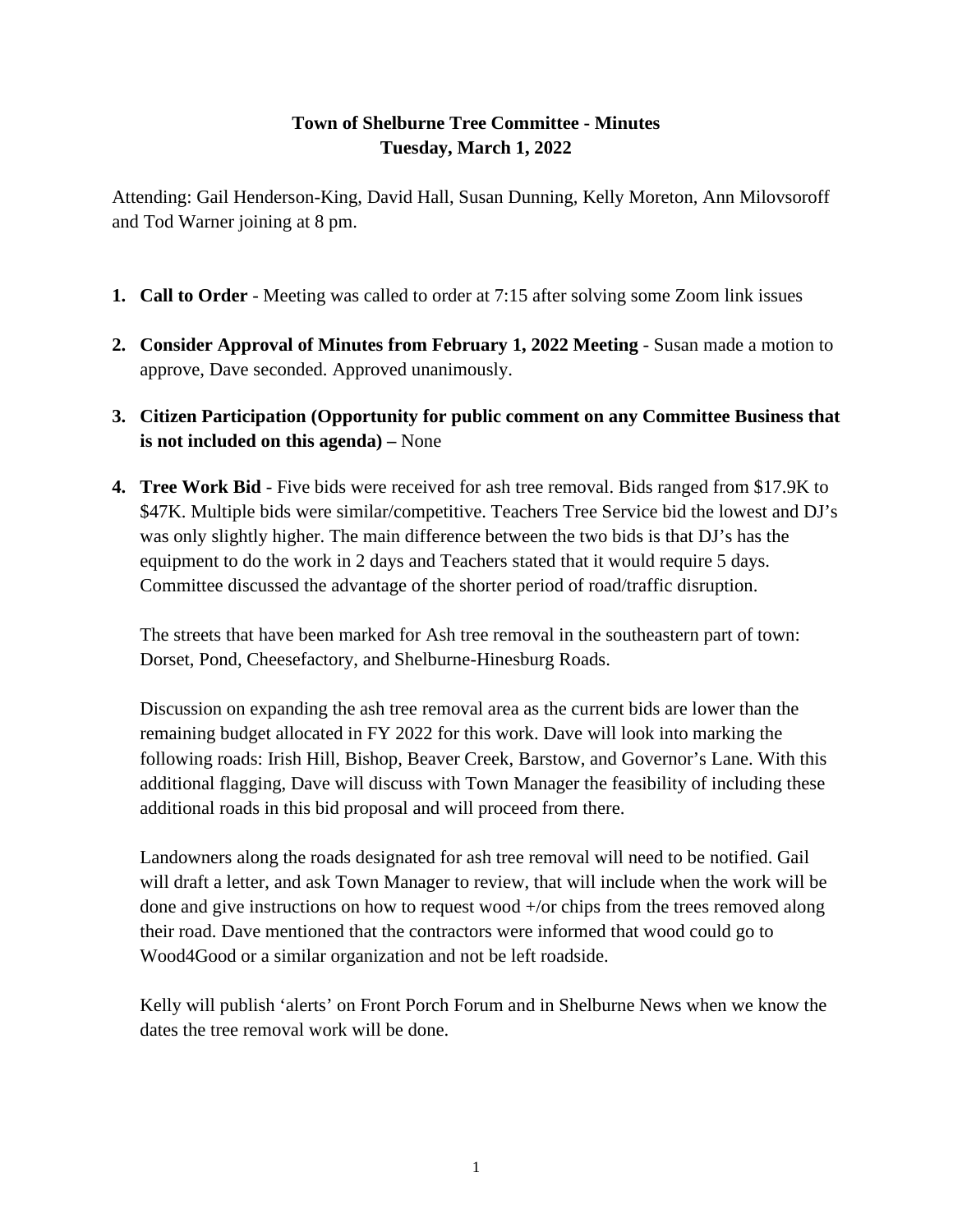**Town of Shelburne Tree Committee - Minutes**
**Tuesday, March 1, 2022**

Attending: Gail Henderson-King, David Hall, Susan Dunning, Kelly Moreton, Ann Milovsoroff and Tod Warner joining at 8 pm.

1. **Call to Order** - Meeting was called to order at 7:15 after solving some Zoom link issues

2. **Consider Approval of Minutes from February 1, 2022 Meeting** - Susan made a motion to approve, Dave seconded. Approved unanimously.

3. **Citizen Participation (Opportunity for public comment on any Committee Business that is not included on this agenda) –** None

4. **Tree Work Bid** - Five bids were received for ash tree removal. Bids ranged from $17.9K to $47K. Multiple bids were similar/competitive. Teachers Tree Service bid the lowest and DJ's was only slightly higher. The main difference between the two bids is that DJ's has the equipment to do the work in 2 days and Teachers stated that it would require 5 days. Committee discussed the advantage of the shorter period of road/traffic disruption.

   The streets that have been marked for Ash tree removal in the southeastern part of town: Dorset, Pond, Cheesefactory, and Shelburne-Hinesburg Roads.

   Discussion on expanding the ash tree removal area as the current bids are lower than the remaining budget allocated in FY 2022 for this work. Dave will look into marking the following roads: Irish Hill, Bishop, Beaver Creek, Barstow, and Governor's Lane. With this additional flagging, Dave will discuss with Town Manager the feasibility of including these additional roads in this bid proposal and will proceed from there.

   Landowners along the roads designated for ash tree removal will need to be notified. Gail will draft a letter, and ask Town Manager to review, that will include when the work will be done and give instructions on how to request wood +/or chips from the trees removed along their road. Dave mentioned that the contractors were informed that wood could go to Wood4Good or a similar organization and not be left roadside.

   Kelly will publish 'alerts' on Front Porch Forum and in Shelburne News when we know the dates the tree removal work will be done.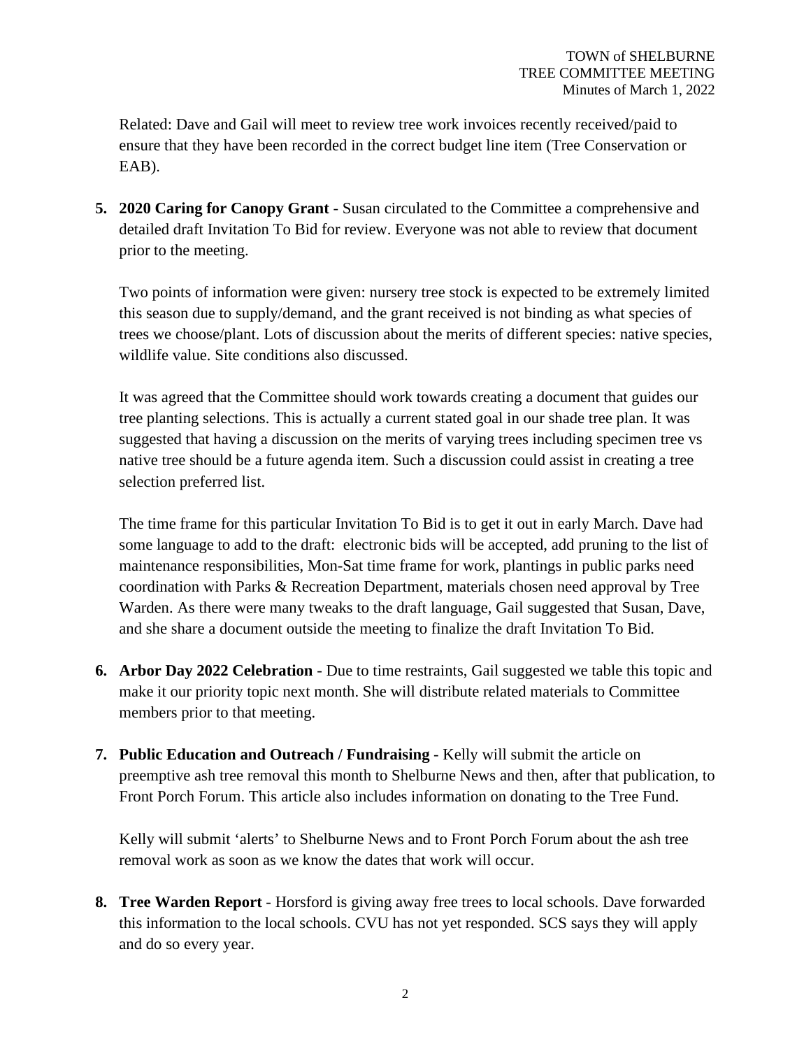Related: Dave and Gail will meet to review tree work invoices recently received/paid to ensure that they have been recorded in the correct budget line item (Tree Conservation or EAB).

5. **2020 Caring for Canopy Grant** - Susan circulated to the Committee a comprehensive and detailed draft Invitation To Bid for review. Everyone was not able to review that document prior to the meeting.

   Two points of information were given: nursery tree stock is expected to be extremely limited this season due to supply/demand, and the grant received is not binding as what species of trees we choose/plant. Lots of discussion about the merits of different species: native species, wildlife value. Site conditions also discussed.

   It was agreed that the Committee should work towards creating a document that guides our tree planting selections. This is actually a current stated goal in our shade tree plan. It was suggested that having a discussion on the merits of varying trees including specimen tree vs native tree should be a future agenda item. Such a discussion could assist in creating a tree selection preferred list.

   The time frame for this particular Invitation To Bid is to get it out in early March. Dave had some language to add to the draft: electronic bids will be accepted, add pruning to the list of maintenance responsibilities, Mon-Sat time frame for work, plantings in public parks need coordination with Parks & Recreation Department, materials chosen need approval by Tree Warden. As there were many tweaks to the draft language, Gail suggested that Susan, Dave, and she share a document outside the meeting to finalize the draft Invitation To Bid.

6. **Arbor Day 2022 Celebration** - Due to time restraints, Gail suggested we table this topic and make it our priority topic next month. She will distribute related materials to Committee members prior to that meeting.

7. **Public Education and Outreach / Fundraising** - Kelly will submit the article on preemptive ash tree removal this month to Shelburne News and then, after that publication, to Front Porch Forum. This article also includes information on donating to the Tree Fund.

   Kelly will submit 'alerts' to Shelburne News and to Front Porch Forum about the ash tree removal work as soon as we know the dates that work will occur.

8. **Tree Warden Report** - Horsford is giving away free trees to local schools. Dave forwarded this information to the local schools. CVU has not yet responded. SCS says they will apply and do so every year.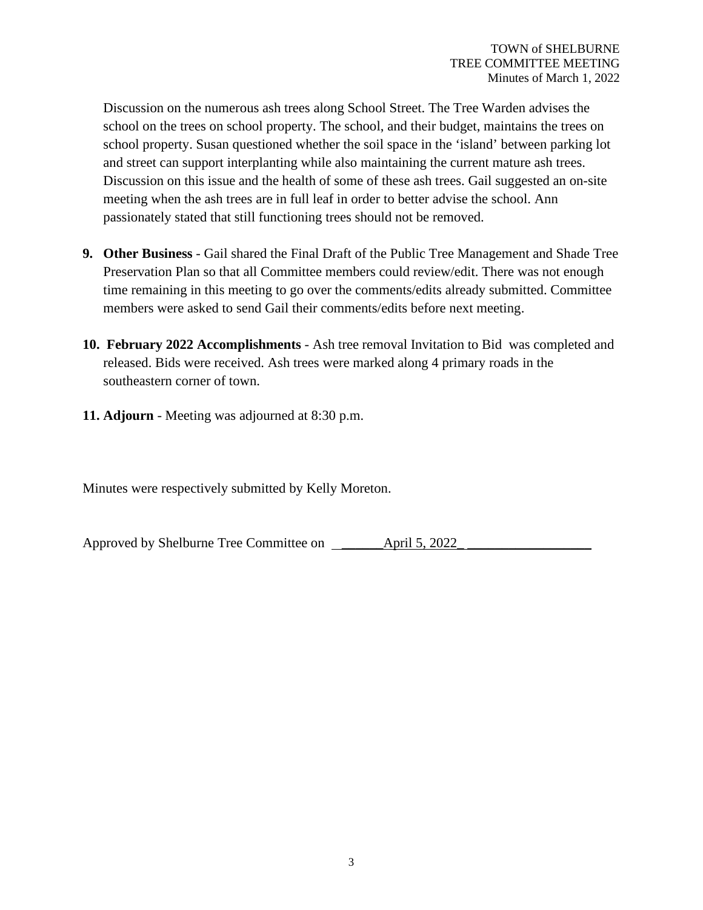Discussion on the numerous ash trees along School Street. The Tree Warden advises the school on the trees on school property. The school, and their budget, maintains the trees on school property. Susan questioned whether the soil space in the 'island' between parking lot and street can support interplanting while also maintaining the current mature ash trees. Discussion on this issue and the health of some of these ash trees. Gail suggested an on-site meeting when the ash trees are in full leaf in order to better advise the school. Ann passionately stated that still functioning trees should not be removed.

9. **Other Business** - Gail shared the Final Draft of the Public Tree Management and Shade Tree Preservation Plan so that all Committee members could review/edit. There was not enough time remaining in this meeting to go over the comments/edits already submitted. Committee members were asked to send Gail their comments/edits before next meeting.

10. **February 2022 Accomplishments** - Ash tree removal Invitation to Bid was completed and released. Bids were received. Ash trees were marked along 4 primary roads in the southeastern corner of town.

11. **Adjourn** - Meeting was adjourned at 8:30 p.m.

Minutes were respectively submitted by Kelly Moreton.

Approved by Shelburne Tree Committee on April 5, 2022